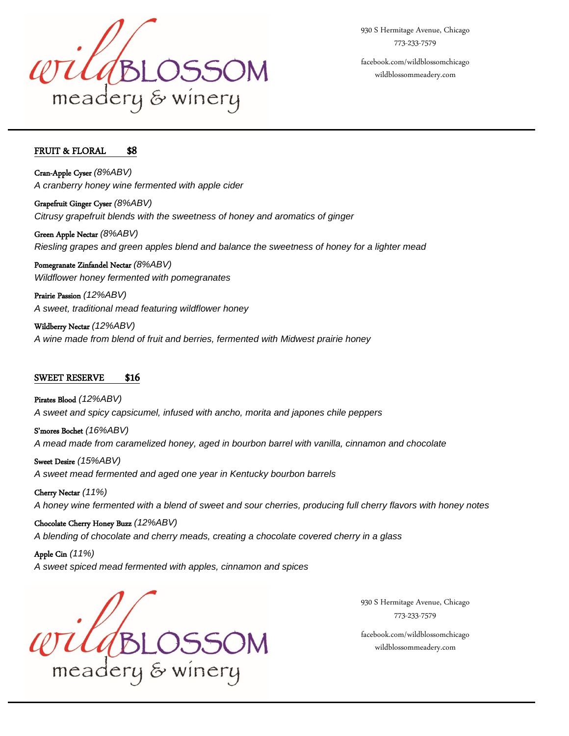# wildBLOSSOM meadery & winery

930 S Hermitage Avenue, Chicago
773-233-7579

facebook.com/wildblossomchicago
wildblossommeadery.com

## FRUIT & FLORAL $8

**Cran-Apple Cyser** *(8%ABV)*
*A cranberry honey wine fermented with apple cider*

**Grapefruit Ginger Cyser** *(8%ABV)*
*Citrusy grapefruit blends with the sweetness of honey and aromatics of ginger*

**Green Apple Nectar** *(8%ABV)*
*Riesling grapes and green apples blend and balance the sweetness of honey for a lighter mead*

**Pomegranate Zinfandel Nectar** *(8%ABV)*
*Wildflower honey fermented with pomegranates*

**Prairie Passion** *(12%ABV)*
*A sweet, traditional mead featuring wildflower honey*

**Wildberry Nectar** *(12%ABV)*
*A wine made from blend of fruit and berries, fermented with Midwest prairie honey*

## SWEET RESERVE $16

**Pirates Blood** *(12%ABV)*
*A sweet and spicy capsicumel, infused with ancho, morita and japones chile peppers*

**S'mores Bochet** *(16%ABV)*
*A mead made from caramelized honey, aged in bourbon barrel with vanilla, cinnamon and chocolate*

**Sweet Desire** *(15%ABV)*
*A sweet mead fermented and aged one year in Kentucky bourbon barrels*

**Cherry Nectar** *(11%)*
*A honey wine fermented with a blend of sweet and sour cherries, producing full cherry flavors with honey notes*

**Chocolate Cherry Honey Buzz** *(12%ABV)*
*A blending of chocolate and cherry meads, creating a chocolate covered cherry in a glass*

**Apple Cin** *(11%)*
*A sweet spiced mead fermented with apples, cinnamon and spices*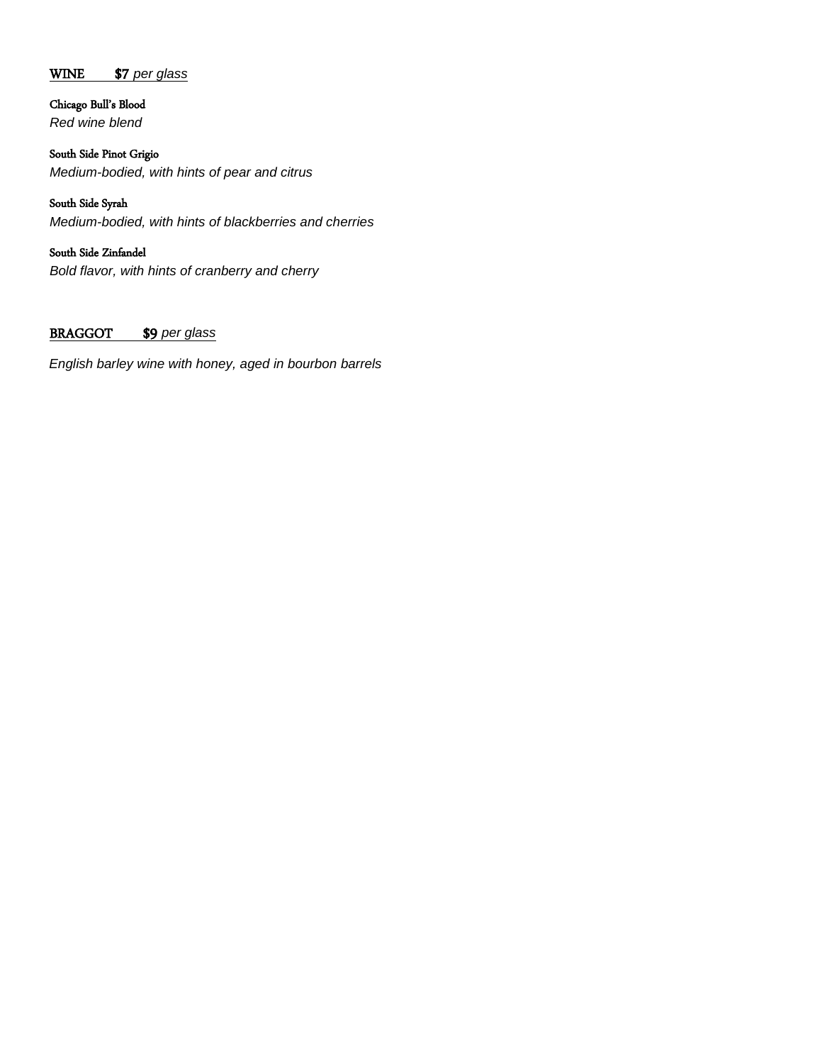## WINE $7 *per glass*

**Chicago Bull's Blood**
*Red wine blend*

**South Side Pinot Grigio**
*Medium-bodied, with hints of pear and citrus*

**South Side Syrah**
*Medium-bodied, with hints of blackberries and cherries*

**South Side Zinfandel**
*Bold flavor, with hints of cranberry and cherry*

## BRAGGOT $9 *per glass*

*English barley wine with honey, aged in bourbon barrels*